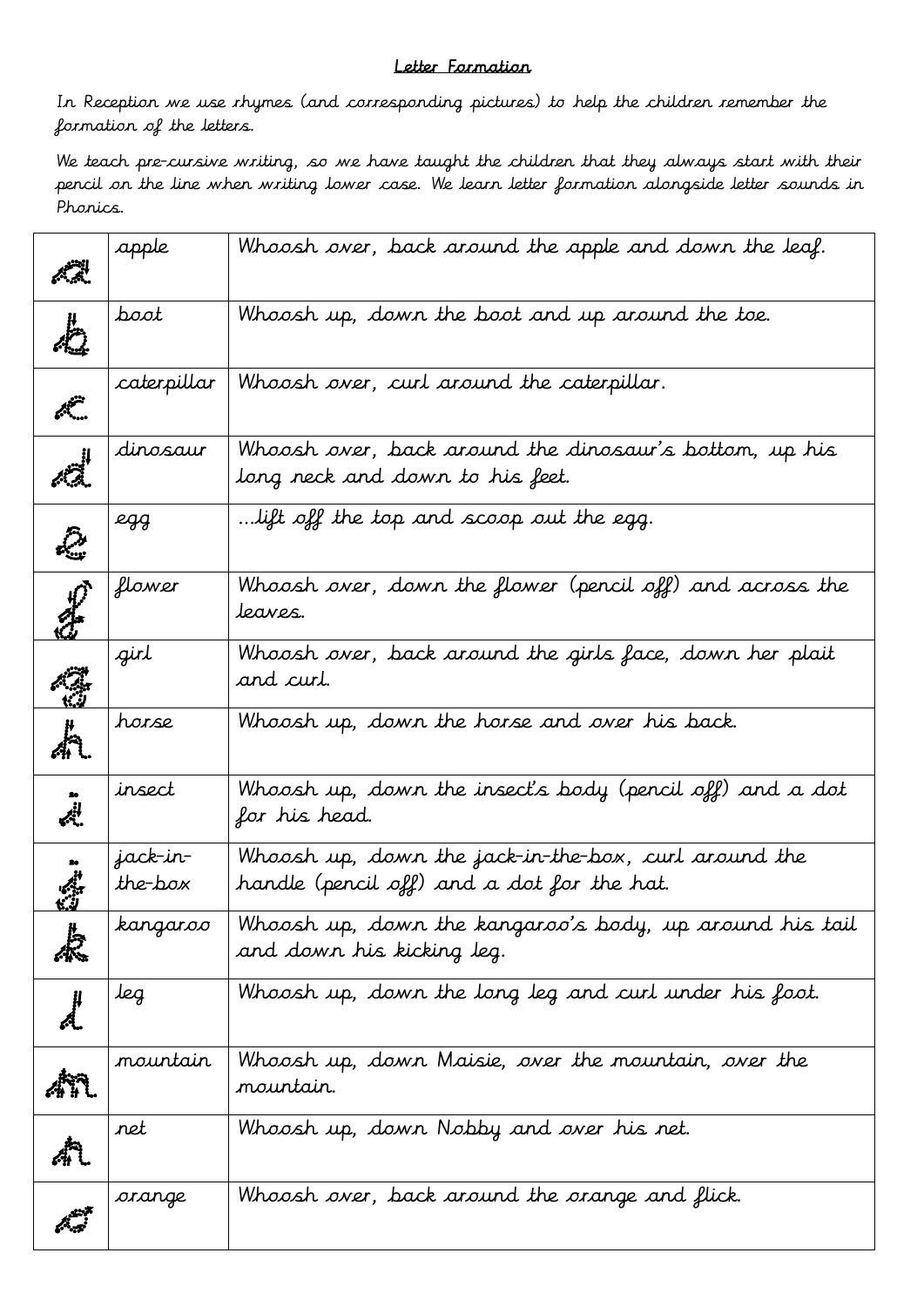## Letter Formation

In Reception we use rhymes (and corresponding pictures) to help the children remember the formation of the letters.

We teach pre-cursive writing, so we have taught the children that they always start with their pencil on the line when writing lower case. We learn letter formation alongside letter sounds in Phonics.

| | | |
|---|---|---|
| a | apple | Whoosh over, back around the apple and down the leaf. |
| b | boot | Whoosh up, down the boot and up around the toe. |
| c | caterpillar | Whoosh over, curl around the caterpillar. |
| d | dinosaur | Whoosh over, back around the dinosaur's bottom, up his long neck and down to his feet. |
| e | egg | ...lift off the top and scoop out the egg. |
| f | flower | Whoosh over, down the flower (pencil off) and across the leaves. |
| g | girl | Whoosh over, back around the girls face, down her plait and curl. |
| h | horse | Whoosh up, down the horse and over his back. |
| i | insect | Whoosh up, down the insect's body (pencil off) and a dot for his head. |
| j | jack-in-the-box | Whoosh up, down the jack-in-the-box, curl around the handle (pencil off) and a dot for the hat. |
| k | kangaroo | Whoosh up, down the kangaroo's body, up around his tail and down his kicking leg. |
| l | leg | Whoosh up, down the long leg and curl under his foot. |
| m | mountain | Whoosh up, down Maisie, over the mountain, over the mountain. |
| n | net | Whoosh up, down Nobby and over his net. |
| o | orange | Whoosh over, back around the orange and flick. |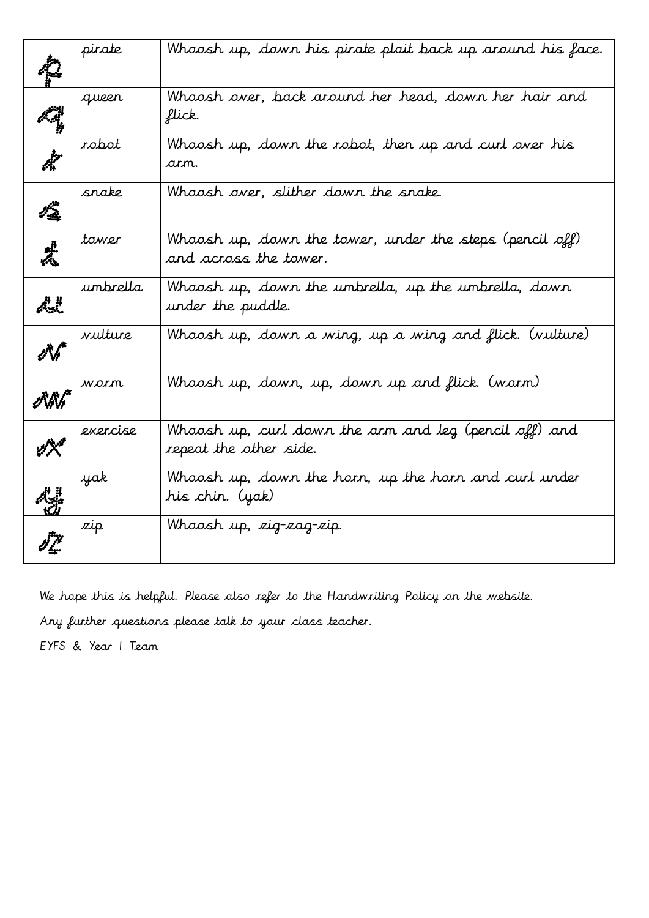| | | |
|---|---|---|
| | pirate | Whoosh up, down his pirate plait back up around his face. |
| | queen | Whoosh over, back around her head, down her hair and flick. |
| | robot | Whoosh up, down the robot, then up and curl over his arm. |
| | snake | Whoosh over, slither down the snake. |
| | tower | Whoosh up, down the tower, under the steps (pencil off) and across the tower. |
| | umbrella | Whoosh up, down the umbrella, up the umbrella, down under the puddle. |
| | vulture | Whoosh up, down a wing, up a wing and flick. (vulture) |
| | worm | Whoosh up, down, up, down up and flick. (worm) |
| | exercise | Whoosh up, curl down the arm and leg (pencil off) and repeat the other side. |
| | yak | Whoosh up, down the horn, up the horn and curl under his chin. (yak) |
| | zip | Whoosh up, zig-zag-zip. |

We hope this is helpful. Please also refer to the Handwriting Policy on the website.

Any further questions please talk to your class teacher.

EYFS & Year 1 Team